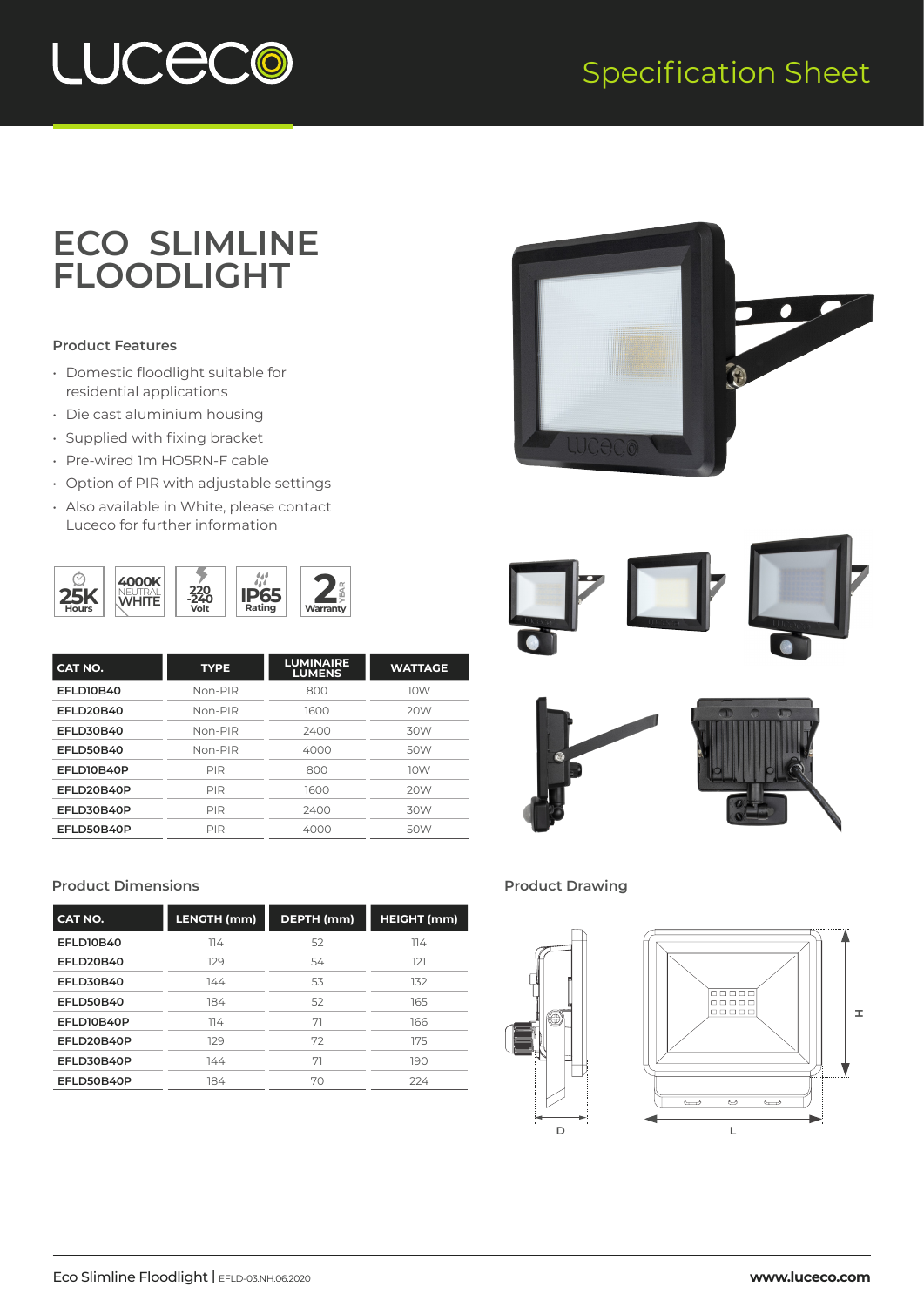# ECO SLIMLINE FLOODLIGHT

Specification Sheet

### Product Features

- Domestic floodlight suitable for residential applications
- Die cast aluminium housing
- Supplied with fixing bracket
- Pre-wired 1m HO5RN-F cable
- Option of PIR with adjustable settings
- Also available in White, please contact Luceco for further information

25K Hours | 4000K NEUTRAL WHITE | 220-240 Volt | IP65 Rating | 2 YEAR Warranty

| CAT NO. | TYPE | LUMINAIRE LUMENS | WATTAGE |
|---|---|---|---|
| EFLD10B40 | Non-PIR | 800 | 10W |
| EFLD20B40 | Non-PIR | 1600 | 20W |
| EFLD30B40 | Non-PIR | 2400 | 30W |
| EFLD50B40 | Non-PIR | 4000 | 50W |
| EFLD10B40P | PIR | 800 | 10W |
| EFLD20B40P | PIR | 1600 | 20W |
| EFLD30B40P | PIR | 2400 | 30W |
| EFLD50B40P | PIR | 4000 | 50W |

### Product Dimensions

| CAT NO. | LENGTH (mm) | DEPTH (mm) | HEIGHT (mm) |
|---|---|---|---|
| EFLD10B40 | 114 | 52 | 114 |
| EFLD20B40 | 129 | 54 | 121 |
| EFLD30B40 | 144 | 53 | 132 |
| EFLD50B40 | 184 | 52 | 165 |
| EFLD10B40P | 114 | 71 | 166 |
| EFLD20B40P | 129 | 72 | 175 |
| EFLD30B40P | 144 | 71 | 190 |
| EFLD50B40P | 184 | 70 | 224 |

### Product Drawing

D L H

Eco Slimline Floodlight | EFLD-03.NH.06.2020 www.luceco.com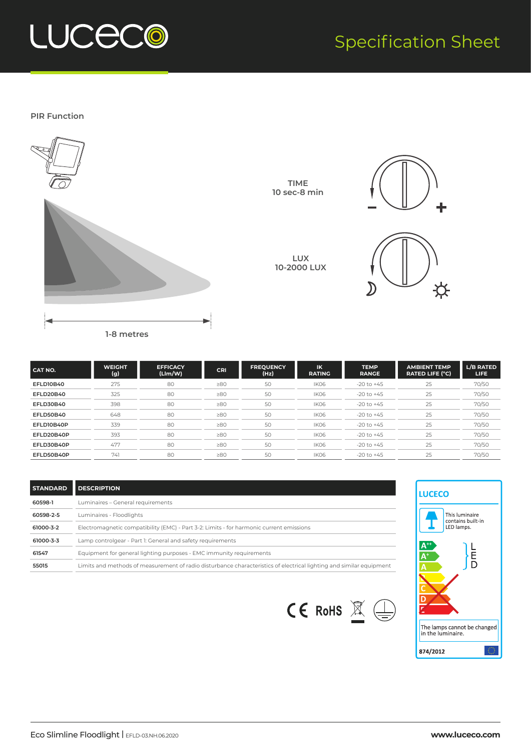# Specification Sheet

## PIR Function

TIME
10 sec-8 min

LUX
10-2000 LUX

1-8 metres

| CAT NO. | WEIGHT (g) | EFFICACY (Llm/W) | CRI | FREQUENCY (Hz) | IK RATING | TEMP RANGE | AMBIENT TEMP RATED LIFE (°C) | L/B RATED LIFE |
|---|---|---|---|---|---|---|---|---|
| EFLD10B40 | 275 | 80 | ≥80 | 50 | IK06 | -20 to +45 | 25 | 70/50 |
| EFLD20B40 | 325 | 80 | ≥80 | 50 | IK06 | -20 to +45 | 25 | 70/50 |
| EFLD30B40 | 398 | 80 | ≥80 | 50 | IK06 | -20 to +45 | 25 | 70/50 |
| EFLD50B40 | 648 | 80 | ≥80 | 50 | IK06 | -20 to +45 | 25 | 70/50 |
| EFLD10B40P | 339 | 80 | ≥80 | 50 | IK06 | -20 to +45 | 25 | 70/50 |
| EFLD20B40P | 393 | 80 | ≥80 | 50 | IK06 | -20 to +45 | 25 | 70/50 |
| EFLD30B40P | 477 | 80 | ≥80 | 50 | IK06 | -20 to +45 | 25 | 70/50 |
| EFLD50B40P | 741 | 80 | ≥80 | 50 | IK06 | -20 to +45 | 25 | 70/50 |

| STANDARD | DESCRIPTION |
|---|---|
| 60598-1 | Luminaires – General requirements |
| 60598-2-5 | Luminaires - Floodlights |
| 61000-3-2 | Electromagnetic compatibility (EMC) - Part 3-2: Limits - for harmonic current emissions |
| 61000-3-3 | Lamp controlgear - Part 1: General and safety requirements |
| 61547 | Equipment for general lighting purposes - EMC immunity requirements |
| 55015 | Limits and methods of measurement of radio disturbance characteristics of electrical lighting and similar equipment |

CE RoHS

LUCECO

This luminaire contains built-in LED lamps.

A++
A+
A
B
C
D
E

LED

The lamps cannot be changed in the luminaire.

874/2012

Eco Slimline Floodlight | EFLD-03.NH.06.2020

www.luceco.com